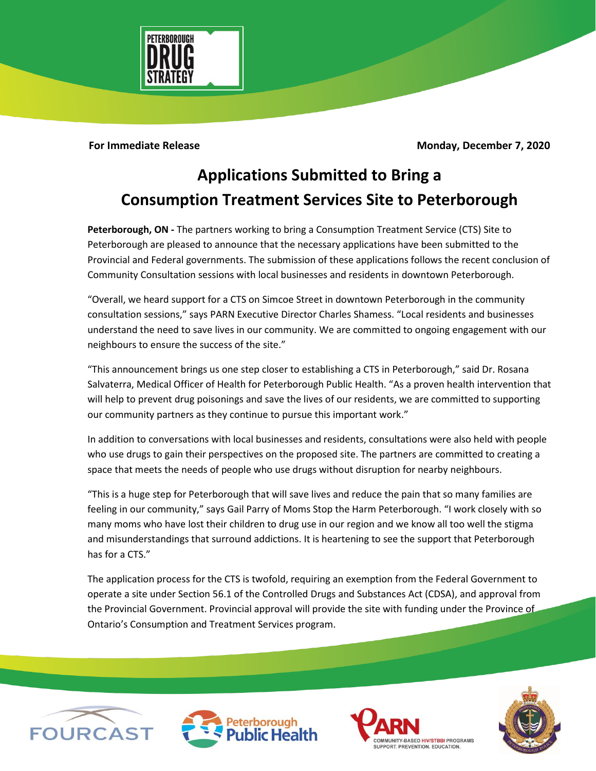**For Immediate Release** **Monday, December 7, 2020**

# Applications Submitted to Bring a Consumption Treatment Services Site to Peterborough

**Peterborough, ON -** The partners working to bring a Consumption Treatment Service (CTS) Site to Peterborough are pleased to announce that the necessary applications have been submitted to the Provincial and Federal governments. The submission of these applications follows the recent conclusion of Community Consultation sessions with local businesses and residents in downtown Peterborough.

"Overall, we heard support for a CTS on Simcoe Street in downtown Peterborough in the community consultation sessions," says PARN Executive Director Charles Shamess. "Local residents and businesses understand the need to save lives in our community. We are committed to ongoing engagement with our neighbours to ensure the success of the site."

"This announcement brings us one step closer to establishing a CTS in Peterborough," said Dr. Rosana Salvaterra, Medical Officer of Health for Peterborough Public Health. "As a proven health intervention that will help to prevent drug poisonings and save the lives of our residents, we are committed to supporting our community partners as they continue to pursue this important work."

In addition to conversations with local businesses and residents, consultations were also held with people who use drugs to gain their perspectives on the proposed site. The partners are committed to creating a space that meets the needs of people who use drugs without disruption for nearby neighbours.

"This is a huge step for Peterborough that will save lives and reduce the pain that so many families are feeling in our community," says Gail Parry of Moms Stop the Harm Peterborough. "I work closely with so many moms who have lost their children to drug use in our region and we know all too well the stigma and misunderstandings that surround addictions. It is heartening to see the support that Peterborough has for a CTS."

The application process for the CTS is twofold, requiring an exemption from the Federal Government to operate a site under Section 56.1 of the Controlled Drugs and Substances Act (CDSA), and approval from the Provincial Government. Provincial approval will provide the site with funding under the Province of Ontario's Consumption and Treatment Services program.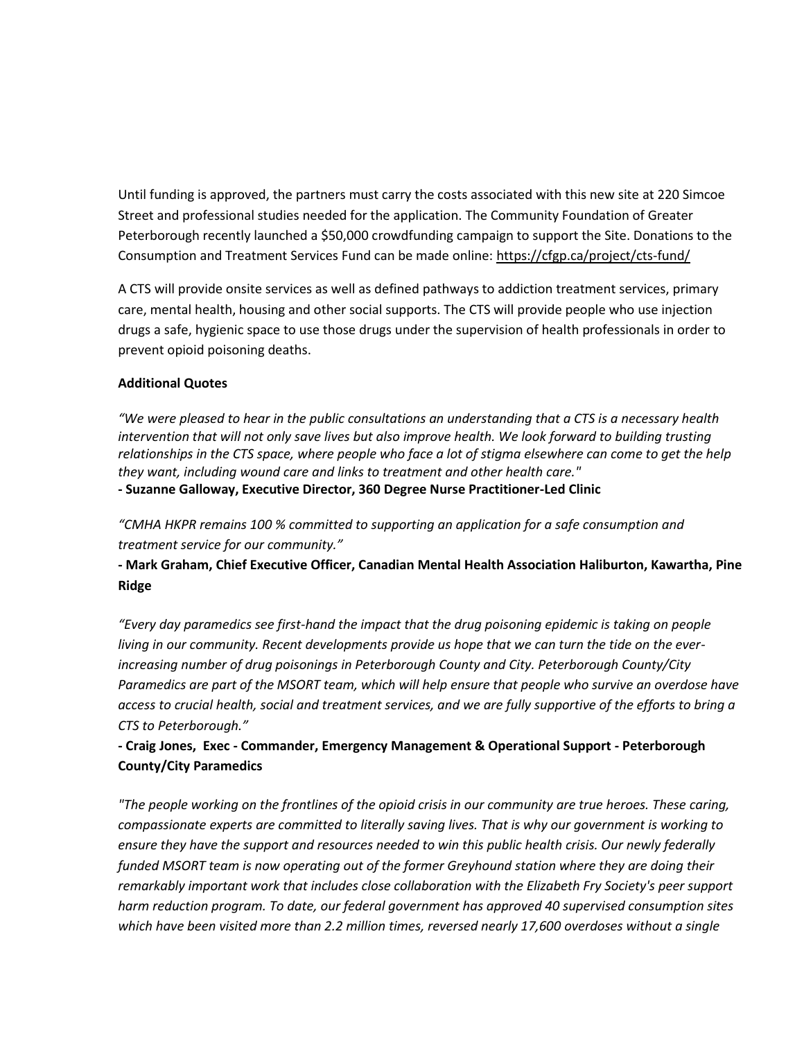Until funding is approved, the partners must carry the costs associated with this new site at 220 Simcoe Street and professional studies needed for the application. The Community Foundation of Greater Peterborough recently launched a $50,000 crowdfunding campaign to support the Site. Donations to the Consumption and Treatment Services Fund can be made online: https://cfgp.ca/project/cts-fund/

A CTS will provide onsite services as well as defined pathways to addiction treatment services, primary care, mental health, housing and other social supports. The CTS will provide people who use injection drugs a safe, hygienic space to use those drugs under the supervision of health professionals in order to prevent opioid poisoning deaths.

**Additional Quotes**

*"We were pleased to hear in the public consultations an understanding that a CTS is a necessary health intervention that will not only save lives but also improve health. We look forward to building trusting relationships in the CTS space, where people who face a lot of stigma elsewhere can come to get the help they want, including wound care and links to treatment and other health care."*
**- Suzanne Galloway, Executive Director, 360 Degree Nurse Practitioner-Led Clinic**

*"CMHA HKPR remains 100 % committed to supporting an application for a safe consumption and treatment service for our community."*

**- Mark Graham, Chief Executive Officer, Canadian Mental Health Association Haliburton, Kawartha, Pine Ridge**

*"Every day paramedics see first-hand the impact that the drug poisoning epidemic is taking on people living in our community. Recent developments provide us hope that we can turn the tide on the ever-increasing number of drug poisonings in Peterborough County and City. Peterborough County/City Paramedics are part of the MSORT team, which will help ensure that people who survive an overdose have access to crucial health, social and treatment services, and we are fully supportive of the efforts to bring a CTS to Peterborough."*

**- Craig Jones, Exec - Commander, Emergency Management & Operational Support - Peterborough County/City Paramedics**

*"The people working on the frontlines of the opioid crisis in our community are true heroes. These caring, compassionate experts are committed to literally saving lives. That is why our government is working to ensure they have the support and resources needed to win this public health crisis. Our newly federally funded MSORT team is now operating out of the former Greyhound station where they are doing their remarkably important work that includes close collaboration with the Elizabeth Fry Society's peer support harm reduction program. To date, our federal government has approved 40 supervised consumption sites which have been visited more than 2.2 million times, reversed nearly 17,600 overdoses without a single*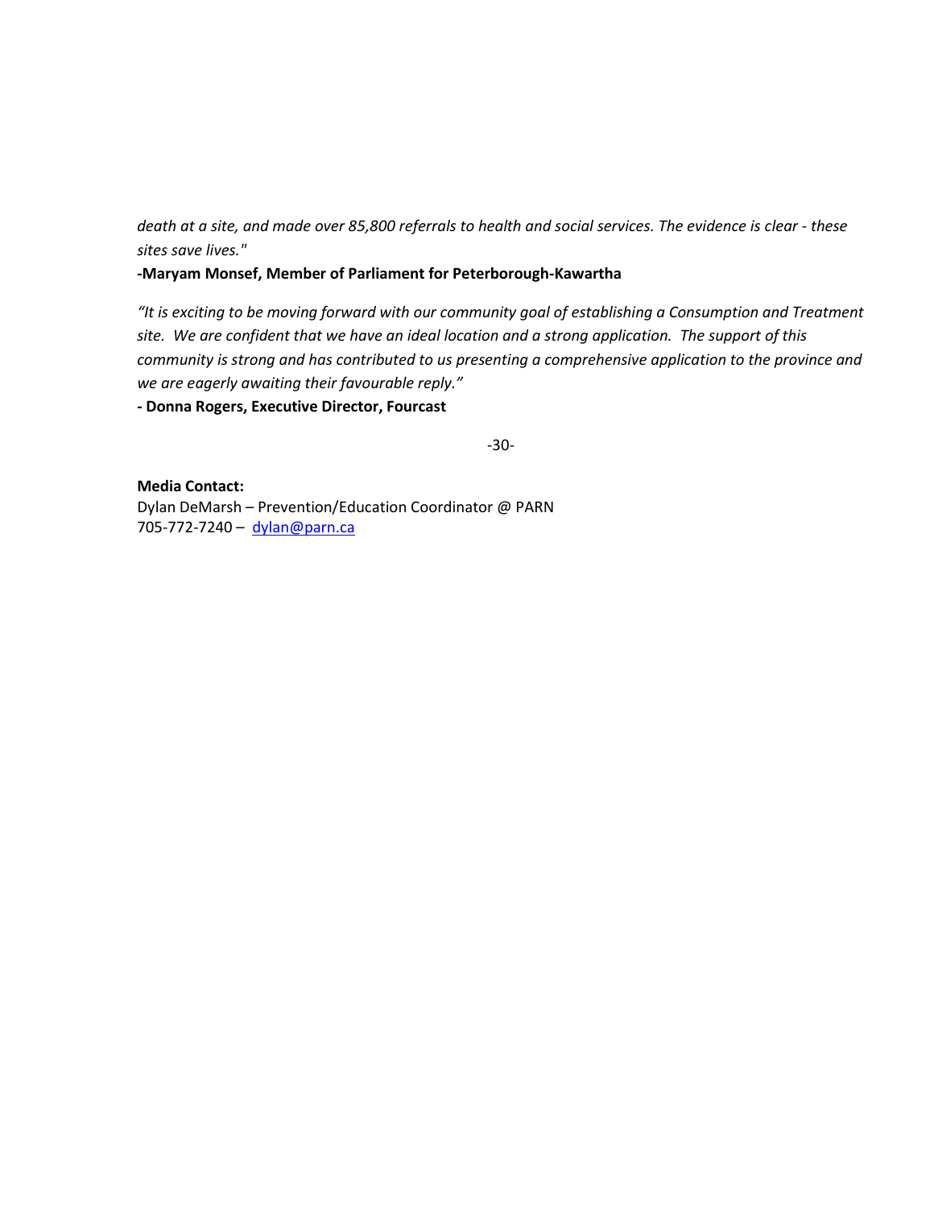*death at a site, and made over 85,800 referrals to health and social services. The evidence is clear - these sites save lives."*

**-Maryam Monsef, Member of Parliament for Peterborough-Kawartha**

*"It is exciting to be moving forward with our community goal of establishing a Consumption and Treatment site. We are confident that we have an ideal location and a strong application. The support of this community is strong and has contributed to us presenting a comprehensive application to the province and we are eagerly awaiting their favourable reply."*

**- Donna Rogers, Executive Director, Fourcast**

-30-

**Media Contact:**
Dylan DeMarsh – Prevention/Education Coordinator @ PARN
705-772-7240 – dylan@parn.ca